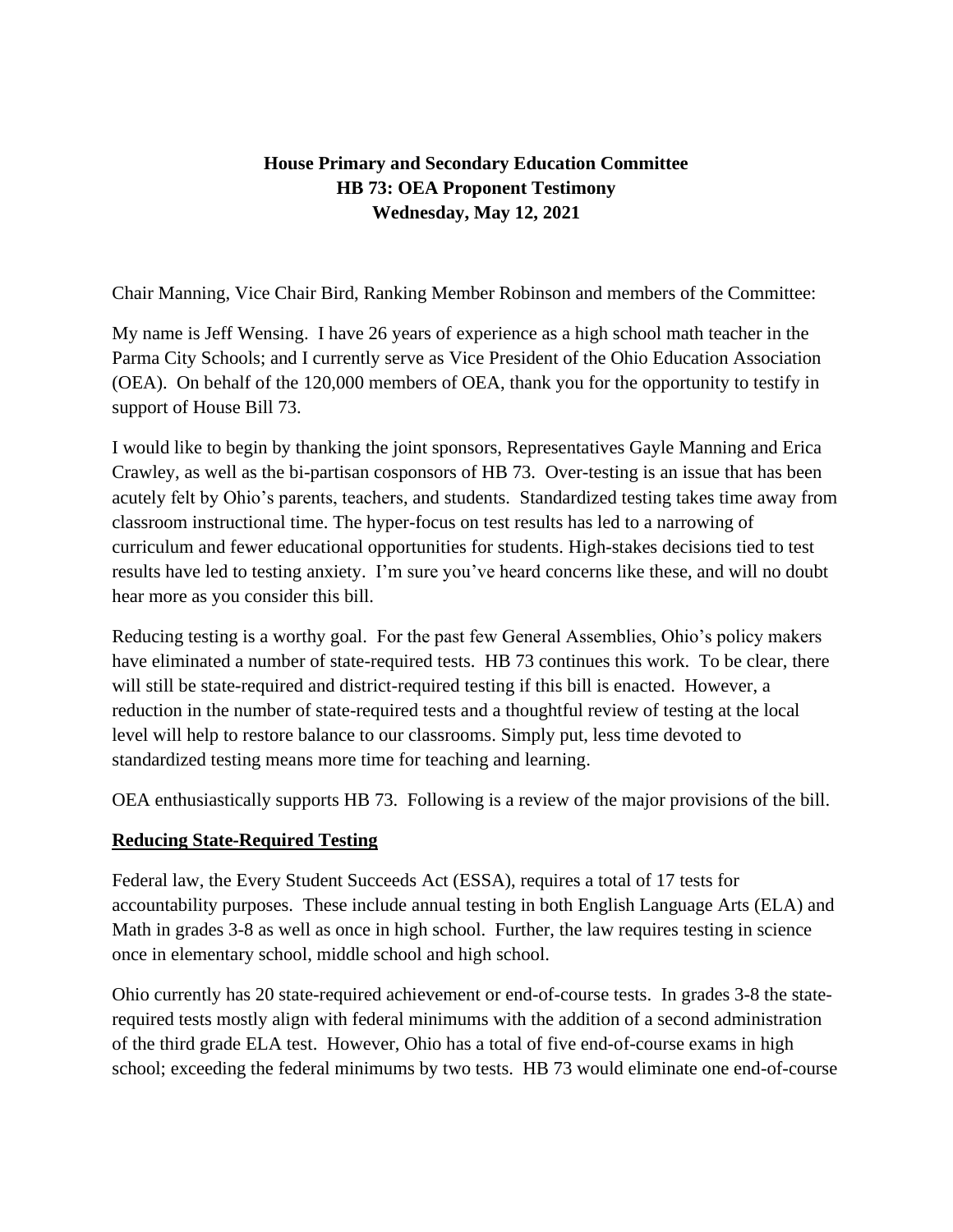**House Primary and Secondary Education Committee**
**HB 73: OEA Proponent Testimony**
**Wednesday, May 12, 2021**

Chair Manning, Vice Chair Bird, Ranking Member Robinson and members of the Committee:

My name is Jeff Wensing. I have 26 years of experience as a high school math teacher in the Parma City Schools; and I currently serve as Vice President of the Ohio Education Association (OEA). On behalf of the 120,000 members of OEA, thank you for the opportunity to testify in support of House Bill 73.

I would like to begin by thanking the joint sponsors, Representatives Gayle Manning and Erica Crawley, as well as the bi-partisan cosponsors of HB 73. Over-testing is an issue that has been acutely felt by Ohio's parents, teachers, and students. Standardized testing takes time away from classroom instructional time. The hyper-focus on test results has led to a narrowing of curriculum and fewer educational opportunities for students. High-stakes decisions tied to test results have led to testing anxiety. I'm sure you've heard concerns like these, and will no doubt hear more as you consider this bill.

Reducing testing is a worthy goal. For the past few General Assemblies, Ohio's policy makers have eliminated a number of state-required tests. HB 73 continues this work. To be clear, there will still be state-required and district-required testing if this bill is enacted. However, a reduction in the number of state-required tests and a thoughtful review of testing at the local level will help to restore balance to our classrooms. Simply put, less time devoted to standardized testing means more time for teaching and learning.

OEA enthusiastically supports HB 73. Following is a review of the major provisions of the bill.

**Reducing State-Required Testing**

Federal law, the Every Student Succeeds Act (ESSA), requires a total of 17 tests for accountability purposes. These include annual testing in both English Language Arts (ELA) and Math in grades 3-8 as well as once in high school. Further, the law requires testing in science once in elementary school, middle school and high school.

Ohio currently has 20 state-required achievement or end-of-course tests. In grades 3-8 the state-required tests mostly align with federal minimums with the addition of a second administration of the third grade ELA test. However, Ohio has a total of five end-of-course exams in high school; exceeding the federal minimums by two tests. HB 73 would eliminate one end-of-course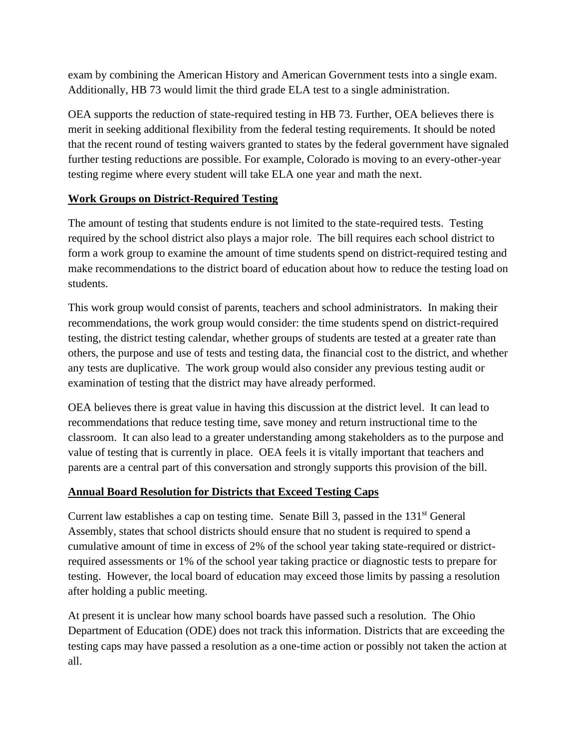exam by combining the American History and American Government tests into a single exam. Additionally, HB 73 would limit the third grade ELA test to a single administration.

OEA supports the reduction of state-required testing in HB 73. Further, OEA believes there is merit in seeking additional flexibility from the federal testing requirements. It should be noted that the recent round of testing waivers granted to states by the federal government have signaled further testing reductions are possible. For example, Colorado is moving to an every-other-year testing regime where every student will take ELA one year and math the next.

**Work Groups on District-Required Testing**

The amount of testing that students endure is not limited to the state-required tests. Testing required by the school district also plays a major role. The bill requires each school district to form a work group to examine the amount of time students spend on district-required testing and make recommendations to the district board of education about how to reduce the testing load on students.

This work group would consist of parents, teachers and school administrators. In making their recommendations, the work group would consider: the time students spend on district-required testing, the district testing calendar, whether groups of students are tested at a greater rate than others, the purpose and use of tests and testing data, the financial cost to the district, and whether any tests are duplicative. The work group would also consider any previous testing audit or examination of testing that the district may have already performed.

OEA believes there is great value in having this discussion at the district level. It can lead to recommendations that reduce testing time, save money and return instructional time to the classroom. It can also lead to a greater understanding among stakeholders as to the purpose and value of testing that is currently in place. OEA feels it is vitally important that teachers and parents are a central part of this conversation and strongly supports this provision of the bill.

**Annual Board Resolution for Districts that Exceed Testing Caps**

Current law establishes a cap on testing time. Senate Bill 3, passed in the 131st General Assembly, states that school districts should ensure that no student is required to spend a cumulative amount of time in excess of 2% of the school year taking state-required or district-required assessments or 1% of the school year taking practice or diagnostic tests to prepare for testing. However, the local board of education may exceed those limits by passing a resolution after holding a public meeting.

At present it is unclear how many school boards have passed such a resolution. The Ohio Department of Education (ODE) does not track this information. Districts that are exceeding the testing caps may have passed a resolution as a one-time action or possibly not taken the action at all.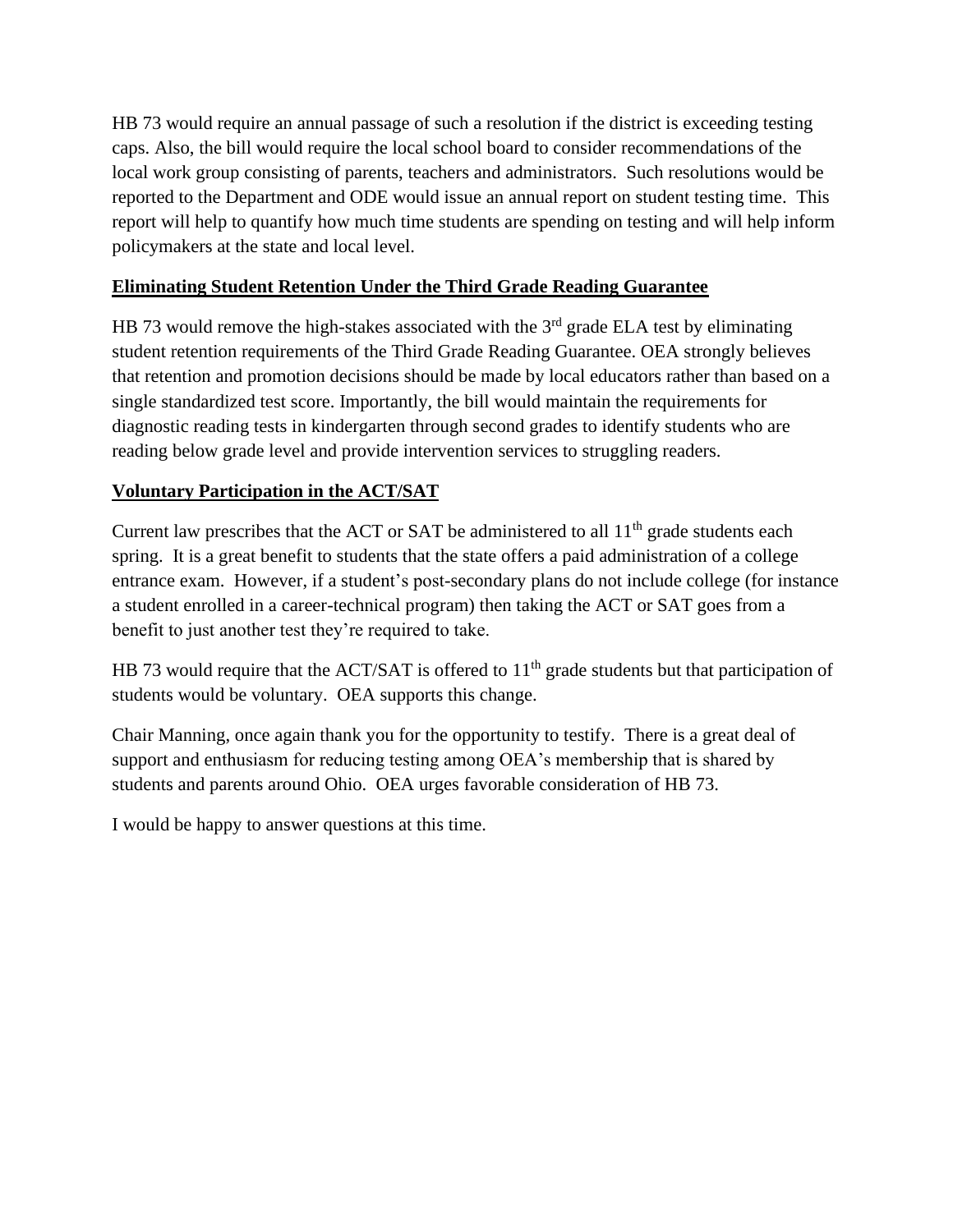HB 73 would require an annual passage of such a resolution if the district is exceeding testing caps. Also, the bill would require the local school board to consider recommendations of the local work group consisting of parents, teachers and administrators. Such resolutions would be reported to the Department and ODE would issue an annual report on student testing time. This report will help to quantify how much time students are spending on testing and will help inform policymakers at the state and local level.

**Eliminating Student Retention Under the Third Grade Reading Guarantee**

HB 73 would remove the high-stakes associated with the 3rd grade ELA test by eliminating student retention requirements of the Third Grade Reading Guarantee. OEA strongly believes that retention and promotion decisions should be made by local educators rather than based on a single standardized test score. Importantly, the bill would maintain the requirements for diagnostic reading tests in kindergarten through second grades to identify students who are reading below grade level and provide intervention services to struggling readers.

**Voluntary Participation in the ACT/SAT**

Current law prescribes that the ACT or SAT be administered to all 11th grade students each spring. It is a great benefit to students that the state offers a paid administration of a college entrance exam. However, if a student's post-secondary plans do not include college (for instance a student enrolled in a career-technical program) then taking the ACT or SAT goes from a benefit to just another test they're required to take.

HB 73 would require that the ACT/SAT is offered to 11th grade students but that participation of students would be voluntary. OEA supports this change.

Chair Manning, once again thank you for the opportunity to testify. There is a great deal of support and enthusiasm for reducing testing among OEA's membership that is shared by students and parents around Ohio. OEA urges favorable consideration of HB 73.

I would be happy to answer questions at this time.